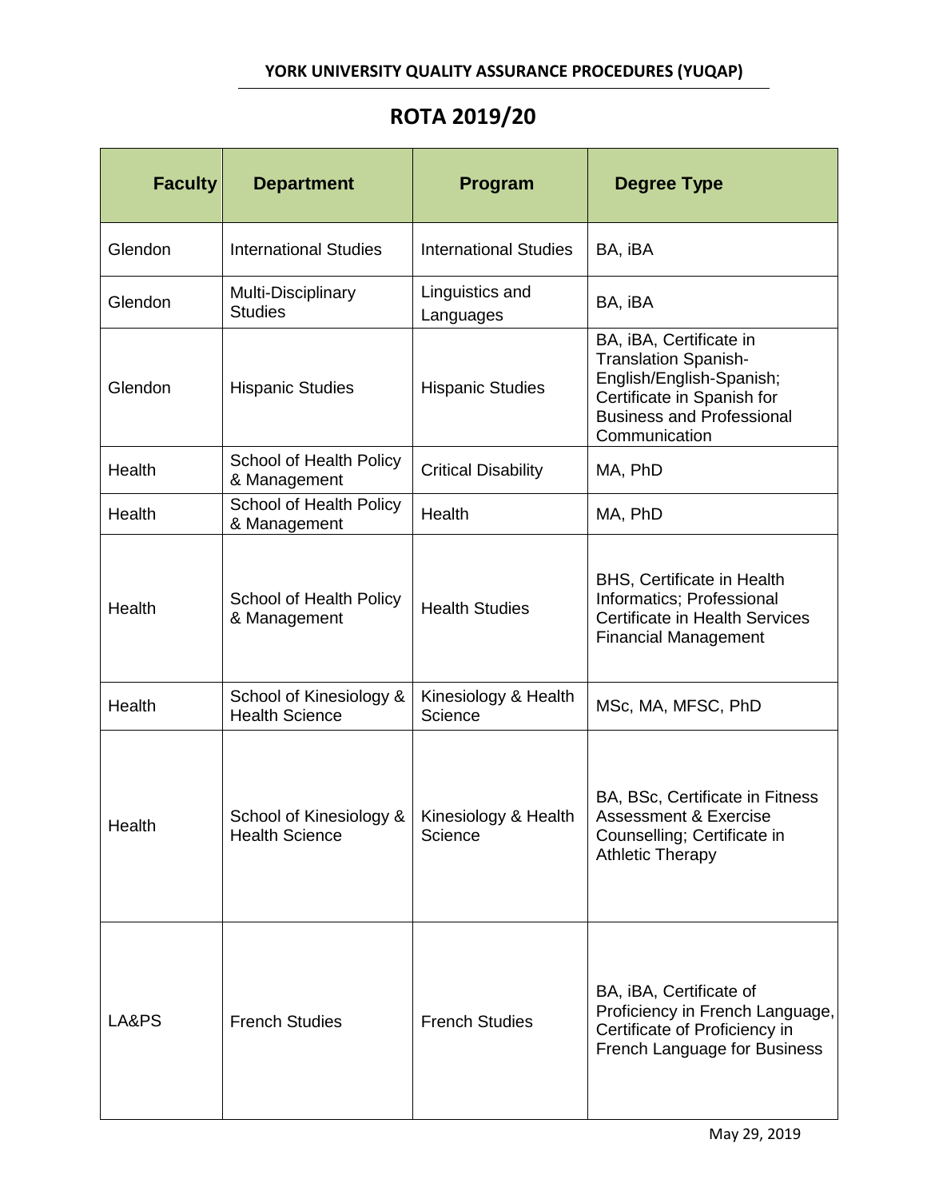# YORK UNIVERSITY QUALITY ASSURANCE PROCEDURES (YUQAP)

## ROTA 2019/20

| Faculty | Department | Program | Degree Type |
|---|---|---|---|
| Glendon | International Studies | International Studies | BA, iBA |
| Glendon | Multi-Disciplinary Studies | Linguistics and Languages | BA, iBA |
| Glendon | Hispanic Studies | Hispanic Studies | BA, iBA, Certificate in Translation Spanish-English/English-Spanish; Certificate in Spanish for Business and Professional Communication |
| Health | School of Health Policy & Management | Critical Disability | MA, PhD |
| Health | School of Health Policy & Management | Health | MA, PhD |
| Health | School of Health Policy & Management | Health Studies | BHS, Certificate in Health Informatics; Professional Certificate in Health Services Financial Management |
| Health | School of Kinesiology & Health Science | Kinesiology & Health Science | MSc, MA, MFSC, PhD |
| Health | School of Kinesiology & Health Science | Kinesiology & Health Science | BA, BSc, Certificate in Fitness Assessment & Exercise Counselling; Certificate in Athletic Therapy |
| LA&PS | French Studies | French Studies | BA, iBA, Certificate of Proficiency in French Language, Certificate of Proficiency in French Language for Business |

May 29, 2019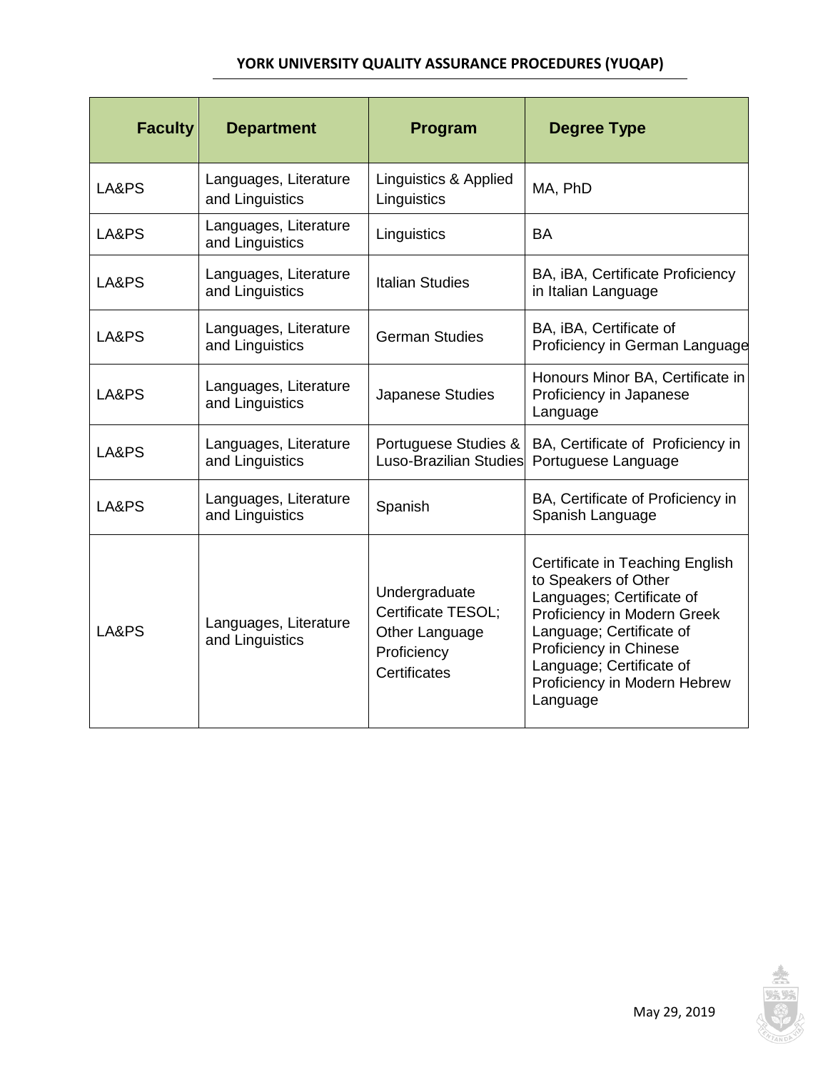| Faculty | Department | Program | Degree Type |
| --- | --- | --- | --- |
| LA&PS | Languages, Literature and Linguistics | Linguistics & Applied Linguistics | MA, PhD |
| LA&PS | Languages, Literature and Linguistics | Linguistics | BA |
| LA&PS | Languages, Literature and Linguistics | Italian Studies | BA, iBA, Certificate Proficiency in Italian Language |
| LA&PS | Languages, Literature and Linguistics | German Studies | BA, iBA, Certificate of Proficiency in German Language |
| LA&PS | Languages, Literature and Linguistics | Japanese Studies | Honours Minor BA, Certificate in Proficiency in Japanese Language |
| LA&PS | Languages, Literature and Linguistics | Portuguese Studies & Luso-Brazilian Studies | BA, Certificate of Proficiency in Portuguese Language |
| LA&PS | Languages, Literature and Linguistics | Spanish | BA, Certificate of Proficiency in Spanish Language |
| LA&PS | Languages, Literature and Linguistics | Undergraduate Certificate TESOL; Other Language Proficiency Certificates | Certificate in Teaching English to Speakers of Other Languages; Certificate of Proficiency in Modern Greek Language; Certificate of Proficiency in Chinese Language; Certificate of Proficiency in Modern Hebrew Language |